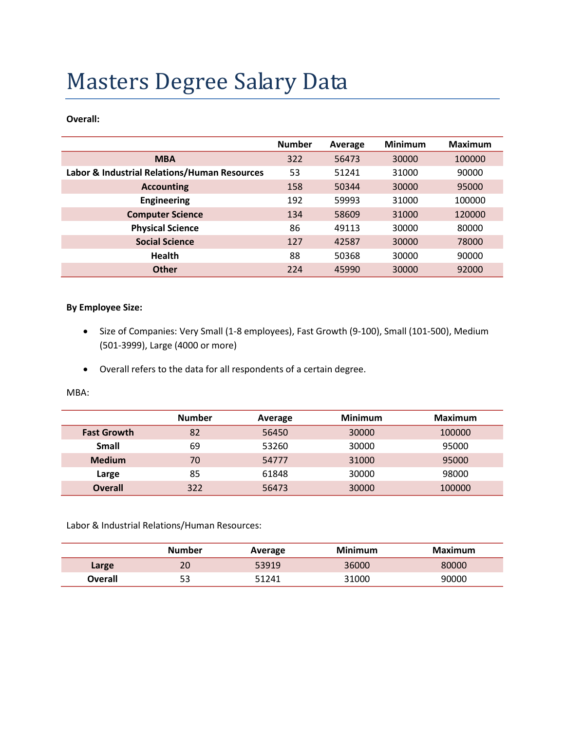# Masters Degree Salary Data

**Overall:**

| | Number | Average | Minimum | Maximum |
|---|---|---|---|---|
| **MBA** | 322 | 56473 | 30000 | 100000 |
| **Labor & Industrial Relations/Human Resources** | 53 | 51241 | 31000 | 90000 |
| **Accounting** | 158 | 50344 | 30000 | 95000 |
| **Engineering** | 192 | 59993 | 31000 | 100000 |
| **Computer Science** | 134 | 58609 | 31000 | 120000 |
| **Physical Science** | 86 | 49113 | 30000 | 80000 |
| **Social Science** | 127 | 42587 | 30000 | 78000 |
| **Health** | 88 | 50368 | 30000 | 90000 |
| **Other** | 224 | 45990 | 30000 | 92000 |

**By Employee Size:**

- Size of Companies: Very Small (1-8 employees), Fast Growth (9-100), Small (101-500), Medium (501-3999), Large (4000 or more)
- Overall refers to the data for all respondents of a certain degree.

MBA:

| | Number | Average | Minimum | Maximum |
|---|---|---|---|---|
| **Fast Growth** | 82 | 56450 | 30000 | 100000 |
| **Small** | 69 | 53260 | 30000 | 95000 |
| **Medium** | 70 | 54777 | 31000 | 95000 |
| **Large** | 85 | 61848 | 30000 | 98000 |
| **Overall** | 322 | 56473 | 30000 | 100000 |

Labor & Industrial Relations/Human Resources:

| | Number | Average | Minimum | Maximum |
|---|---|---|---|---|
| **Large** | 20 | 53919 | 36000 | 80000 |
| **Overall** | 53 | 51241 | 31000 | 90000 |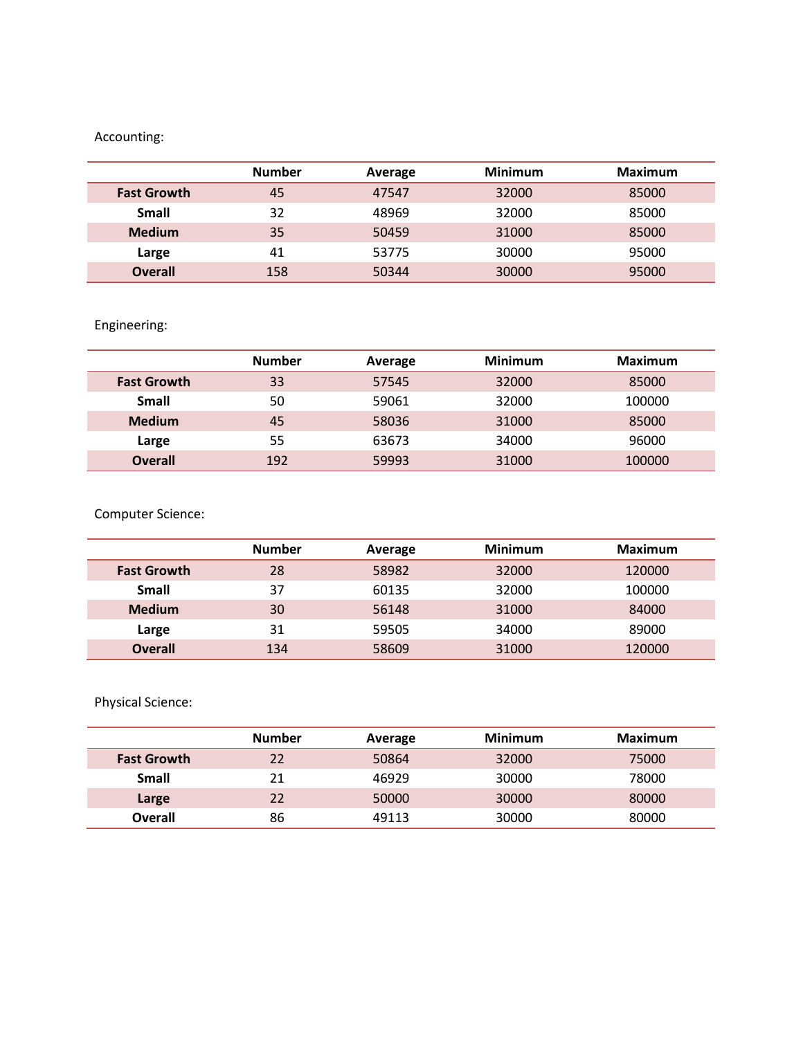Accounting:

| | Number | Average | Minimum | Maximum |
|---|---|---|---|---|
| **Fast Growth** | 45 | 47547 | 32000 | 85000 |
| **Small** | 32 | 48969 | 32000 | 85000 |
| **Medium** | 35 | 50459 | 31000 | 85000 |
| **Large** | 41 | 53775 | 30000 | 95000 |
| **Overall** | 158 | 50344 | 30000 | 95000 |

Engineering:

| | Number | Average | Minimum | Maximum |
|---|---|---|---|---|
| **Fast Growth** | 33 | 57545 | 32000 | 85000 |
| **Small** | 50 | 59061 | 32000 | 100000 |
| **Medium** | 45 | 58036 | 31000 | 85000 |
| **Large** | 55 | 63673 | 34000 | 96000 |
| **Overall** | 192 | 59993 | 31000 | 100000 |

Computer Science:

| | Number | Average | Minimum | Maximum |
|---|---|---|---|---|
| **Fast Growth** | 28 | 58982 | 32000 | 120000 |
| **Small** | 37 | 60135 | 32000 | 100000 |
| **Medium** | 30 | 56148 | 31000 | 84000 |
| **Large** | 31 | 59505 | 34000 | 89000 |
| **Overall** | 134 | 58609 | 31000 | 120000 |

Physical Science:

| | Number | Average | Minimum | Maximum |
|---|---|---|---|---|
| **Fast Growth** | 22 | 50864 | 32000 | 75000 |
| **Small** | 21 | 46929 | 30000 | 78000 |
| **Large** | 22 | 50000 | 30000 | 80000 |
| **Overall** | 86 | 49113 | 30000 | 80000 |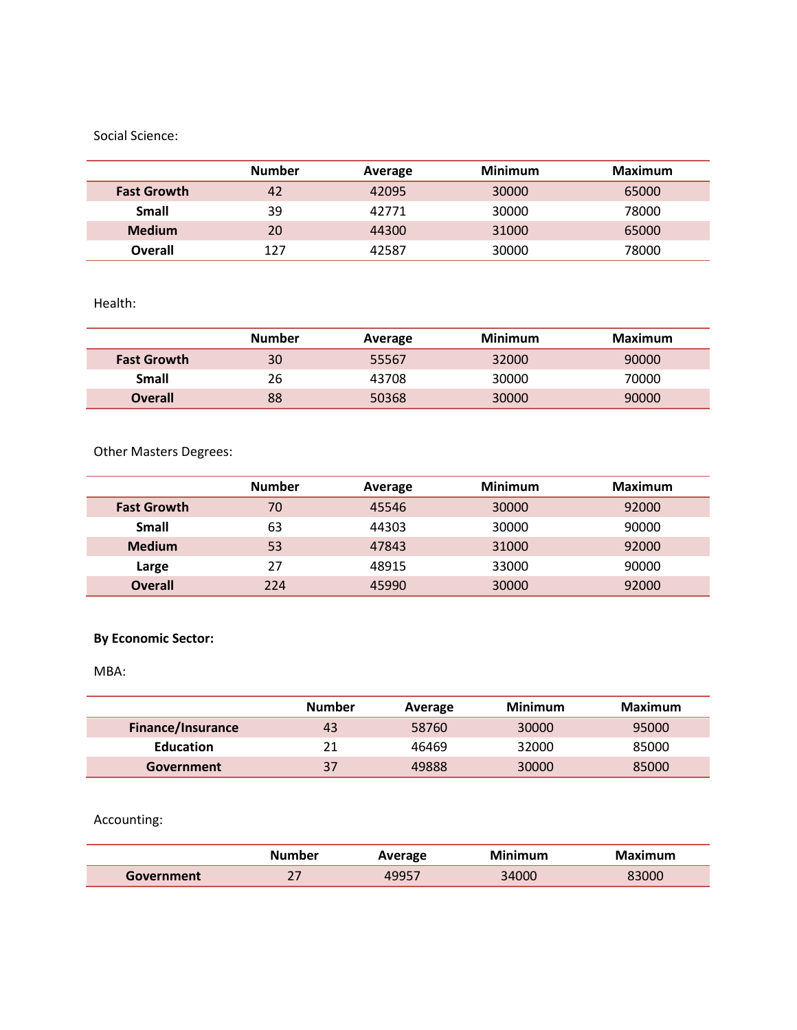Social Science:

| | Number | Average | Minimum | Maximum |
|---|---|---|---|---|
| **Fast Growth** | 42 | 42095 | 30000 | 65000 |
| **Small** | 39 | 42771 | 30000 | 78000 |
| **Medium** | 20 | 44300 | 31000 | 65000 |
| **Overall** | 127 | 42587 | 30000 | 78000 |

Health:

| | Number | Average | Minimum | Maximum |
|---|---|---|---|---|
| **Fast Growth** | 30 | 55567 | 32000 | 90000 |
| **Small** | 26 | 43708 | 30000 | 70000 |
| **Overall** | 88 | 50368 | 30000 | 90000 |

Other Masters Degrees:

| | Number | Average | Minimum | Maximum |
|---|---|---|---|---|
| **Fast Growth** | 70 | 45546 | 30000 | 92000 |
| **Small** | 63 | 44303 | 30000 | 90000 |
| **Medium** | 53 | 47843 | 31000 | 92000 |
| **Large** | 27 | 48915 | 33000 | 90000 |
| **Overall** | 224 | 45990 | 30000 | 92000 |

**By Economic Sector:**

MBA:

| | Number | Average | Minimum | Maximum |
|---|---|---|---|---|
| **Finance/Insurance** | 43 | 58760 | 30000 | 95000 |
| **Education** | 21 | 46469 | 32000 | 85000 |
| **Government** | 37 | 49888 | 30000 | 85000 |

Accounting:

| | Number | Average | Minimum | Maximum |
|---|---|---|---|---|
| **Government** | 27 | 49957 | 34000 | 83000 |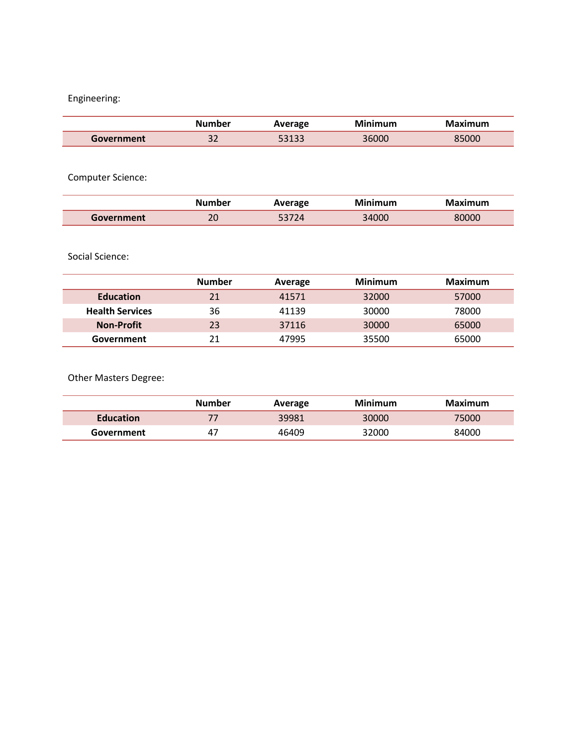Engineering:

| | Number | Average | Minimum | Maximum |
|---|---|---|---|---|
| **Government** | 32 | 53133 | 36000 | 85000 |

Computer Science:

| | Number | Average | Minimum | Maximum |
|---|---|---|---|---|
| **Government** | 20 | 53724 | 34000 | 80000 |

Social Science:

| | Number | Average | Minimum | Maximum |
|---|---|---|---|---|
| **Education** | 21 | 41571 | 32000 | 57000 |
| **Health Services** | 36 | 41139 | 30000 | 78000 |
| **Non-Profit** | 23 | 37116 | 30000 | 65000 |
| **Government** | 21 | 47995 | 35500 | 65000 |

Other Masters Degree:

| | Number | Average | Minimum | Maximum |
|---|---|---|---|---|
| **Education** | 77 | 39981 | 30000 | 75000 |
| **Government** | 47 | 46409 | 32000 | 84000 |